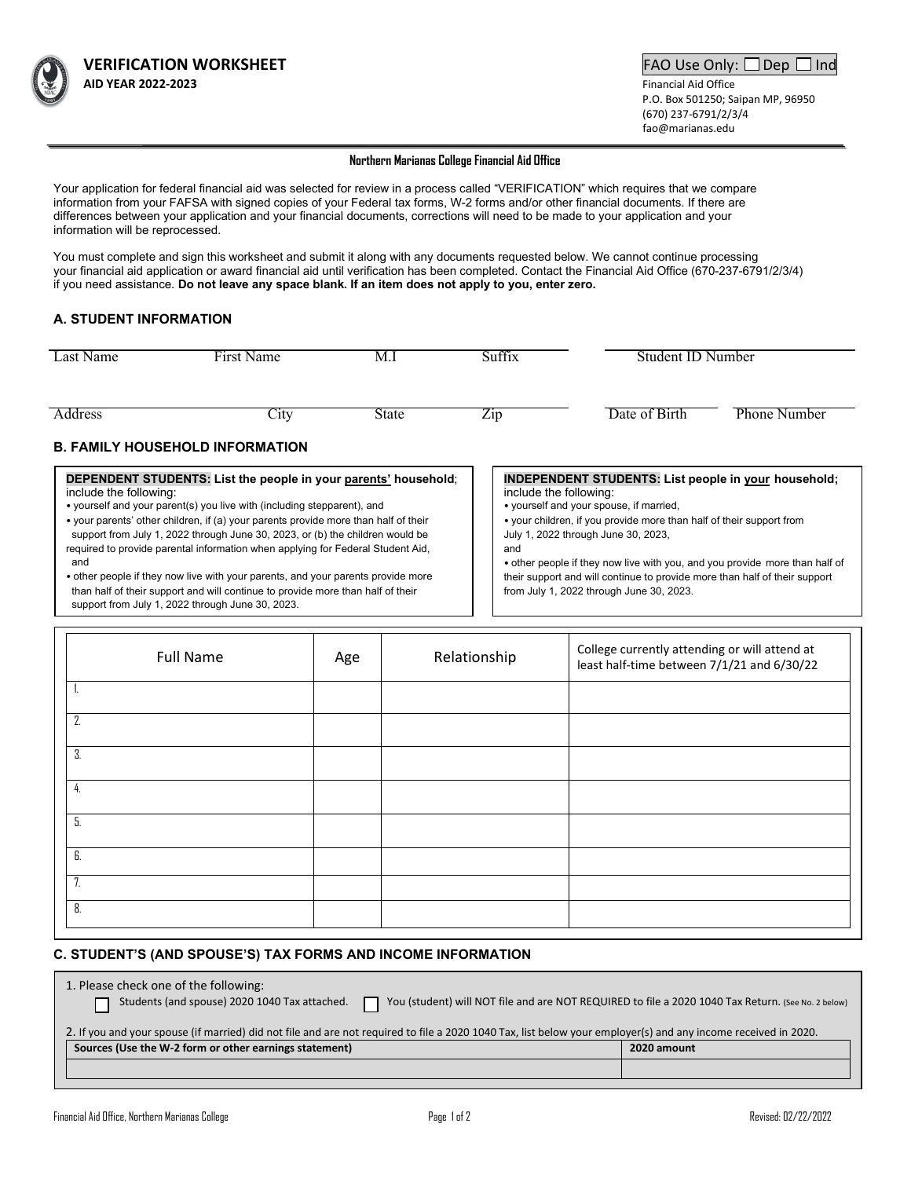# VERIFICATION WORKSHEET

**AID YEAR 2022-2023**

FAO Use Only: ☐ Dep ☐ Ind

Financial Aid Office
P.O. Box 501250; Saipan MP, 96950
(670) 237-6791/2/3/4
fao@marianas.edu

**Northern Marianas College Financial Aid Office**

Your application for federal financial aid was selected for review in a process called "VERIFICATION" which requires that we compare information from your FAFSA with signed copies of your Federal tax forms, W-2 forms and/or other financial documents. If there are differences between your application and your financial documents, corrections will need to be made to your application and your information will be reprocessed.

You must complete and sign this worksheet and submit it along with any documents requested below. We cannot continue processing your financial aid application or award financial aid until verification has been completed. Contact the Financial Aid Office (670-237-6791/2/3/4) if you need assistance. **Do not leave any space blank. If an item does not apply to you, enter zero.**

## A. STUDENT INFORMATION

| Last Name | First Name | M.I | Suffix | Student ID Number | |
|---|---|---|---|---|---|
| | | | | | |
| **Address** | **City** | **State** | **Zip** | **Date of Birth** | **Phone Number** |
| | | | | | |

## B. FAMILY HOUSEHOLD INFORMATION

**DEPENDENT STUDENTS: List the people in your parents' household**; include the following:

- yourself and your parent(s) you live with (including stepparent), and
- your parents' other children, if (a) your parents provide more than half of their support from July 1, 2022 through June 30, 2023, or (b) the children would be required to provide parental information when applying for Federal Student Aid, and
- other people if they now live with your parents, and your parents provide more than half of their support and will continue to provide more than half of their support from July 1, 2022 through June 30, 2023.

**INDEPENDENT STUDENTS: List people in your household;** include the following:

- yourself and your spouse, if married,
- your children, if you provide more than half of their support from July 1, 2022 through June 30, 2023,

and

- other people if they now live with you, and you provide more than half of their support and will continue to provide more than half of their support from July 1, 2022 through June 30, 2023.

| Full Name | Age | Relationship | College currently attending or will attend at least half-time between 7/1/21 and 6/30/22 |
|---|---|---|---|
| 1. | | | |
| 2. | | | |
| 3. | | | |
| 4. | | | |
| 5. | | | |
| 6. | | | |
| 7. | | | |
| 8. | | | |

## C. STUDENT'S (AND SPOUSE'S) TAX FORMS AND INCOME INFORMATION

1. Please check one of the following:

☐ Students (and spouse) 2020 1040 Tax attached. ☐ You (student) will NOT file and are NOT REQUIRED to file a 2020 1040 Tax Return. (See No. 2 below)

2. If you and your spouse (if married) did not file and are not required to file a 2020 1040 Tax, list below your employer(s) and any income received in 2020.

| Sources (Use the W-2 form or other earnings statement) | 2020 amount |
|---|---|
| | |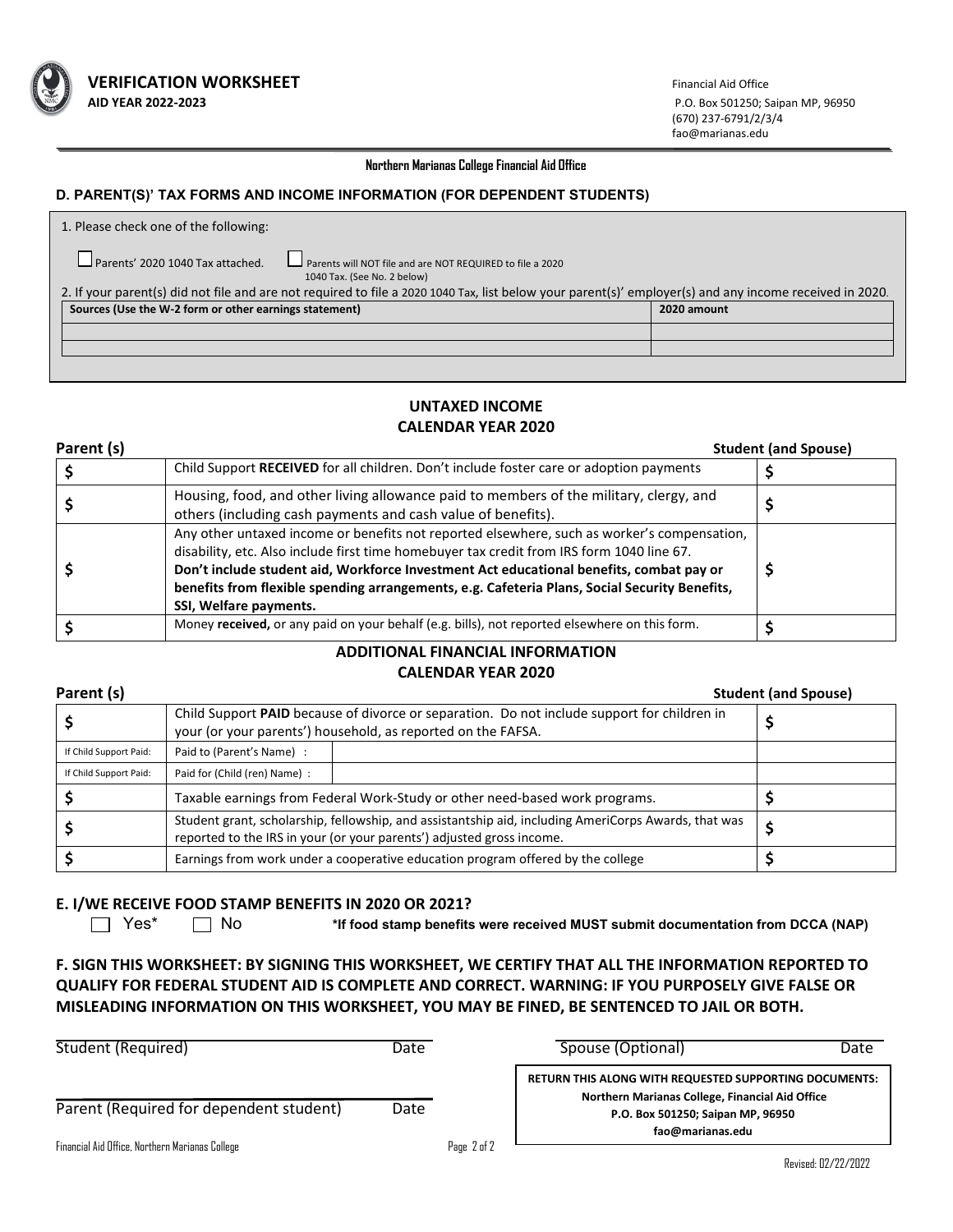## VERIFICATION WORKSHEET

**AID YEAR 2022-2023**

Financial Aid Office
P.O. Box 501250; Saipan MP, 96950
(670) 237-6791/2/3/4
fao@marianas.edu

**Northern Marianas College Financial Aid Office**

### D. PARENT(S)' TAX FORMS AND INCOME INFORMATION (FOR DEPENDENT STUDENTS)

1. Please check one of the following:

☐ Parents' 2020 1040 Tax attached. ☐ Parents will NOT file and are NOT REQUIRED to file a 2020 1040 Tax. (See No. 2 below)

2. If your parent(s) did not file and are not required to file a 2020 1040 Tax, list below your parent(s)' employer(s) and any income received in 2020.

| Sources (Use the W-2 form or other earnings statement) | 2020 amount |
|---|---|
| | |
| | |

### UNTAXED INCOME
### CALENDAR YEAR 2020

| Parent (s) | | Student (and Spouse) |
|---|---|---|
| $ | Child Support **RECEIVED** for all children. Don't include foster care or adoption payments | $ |
| $ | Housing, food, and other living allowance paid to members of the military, clergy, and others (including cash payments and cash value of benefits). | $ |
| $ | Any other untaxed income or benefits not reported elsewhere, such as worker's compensation, disability, etc. Also include first time homebuyer tax credit from IRS form 1040 line 67. **Don't include student aid, Workforce Investment Act educational benefits, combat pay or benefits from flexible spending arrangements, e.g. Cafeteria Plans, Social Security Benefits, SSI, Welfare payments.** | $ |
| $ | Money **received,** or any paid on your behalf (e.g. bills), not reported elsewhere on this form. | $ |

### ADDITIONAL FINANCIAL INFORMATION
### CALENDAR YEAR 2020

| Parent (s) | | | Student (and Spouse) |
|---|---|---|---|
| $ | Child Support **PAID** because of divorce or separation. Do not include support for children in your (or your parents') household, as reported on the FAFSA. | | $ |
| If Child Support Paid: | Paid to (Parent's Name) : | | |
| If Child Support Paid: | Paid for (Child (ren) Name) : | | |
| $ | Taxable earnings from Federal Work-Study or other need-based work programs. | | $ |
| $ | Student grant, scholarship, fellowship, and assistantship aid, including AmeriCorps Awards, that was reported to the IRS in your (or your parents') adjusted gross income. | | $ |
| $ | Earnings from work under a cooperative education program offered by the college | | $ |

### E. I/WE RECEIVE FOOD STAMP BENEFITS IN 2020 OR 2021?

☐ Yes* ☐ No **\*If food stamp benefits were received MUST submit documentation from DCCA (NAP)**

### F. SIGN THIS WORKSHEET: BY SIGNING THIS WORKSHEET, WE CERTIFY THAT ALL THE INFORMATION REPORTED TO QUALIFY FOR FEDERAL STUDENT AID IS COMPLETE AND CORRECT. WARNING: IF YOU PURPOSELY GIVE FALSE OR MISLEADING INFORMATION ON THIS WORKSHEET, YOU MAY BE FINED, BE SENTENCED TO JAIL OR BOTH.

Student (Required) ______ Date ______

Spouse (Optional) ______ Date ______

Parent (Required for dependent student) ______ Date ______

**RETURN THIS ALONG WITH REQUESTED SUPPORTING DOCUMENTS:**
**Northern Marianas College, Financial Aid Office**
**P.O. Box 501250; Saipan MP, 96950**
**fao@marianas.edu**

Revised: 02/22/2022